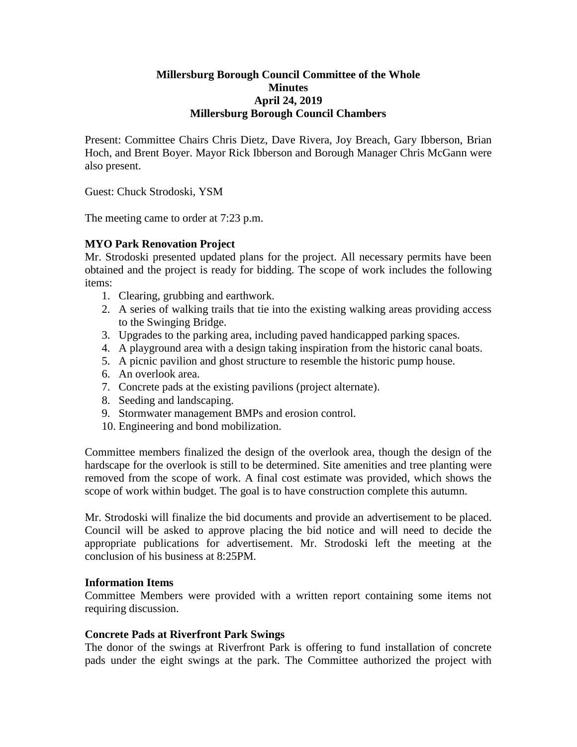# Millersburg Borough Council Committee of the Whole
## Minutes
## April 24, 2019
## Millersburg Borough Council Chambers

Present: Committee Chairs Chris Dietz, Dave Rivera, Joy Breach, Gary Ibberson, Brian Hoch, and Brent Boyer. Mayor Rick Ibberson and Borough Manager Chris McGann were also present.

Guest: Chuck Strodoski, YSM

The meeting came to order at 7:23 p.m.

**MYO Park Renovation Project**

Mr. Strodoski presented updated plans for the project. All necessary permits have been obtained and the project is ready for bidding. The scope of work includes the following items:

1. Clearing, grubbing and earthwork.
2. A series of walking trails that tie into the existing walking areas providing access to the Swinging Bridge.
3. Upgrades to the parking area, including paved handicapped parking spaces.
4. A playground area with a design taking inspiration from the historic canal boats.
5. A picnic pavilion and ghost structure to resemble the historic pump house.
6. An overlook area.
7. Concrete pads at the existing pavilions (project alternate).
8. Seeding and landscaping.
9. Stormwater management BMPs and erosion control.
10. Engineering and bond mobilization.

Committee members finalized the design of the overlook area, though the design of the hardscape for the overlook is still to be determined. Site amenities and tree planting were removed from the scope of work. A final cost estimate was provided, which shows the scope of work within budget. The goal is to have construction complete this autumn.

Mr. Strodoski will finalize the bid documents and provide an advertisement to be placed. Council will be asked to approve placing the bid notice and will need to decide the appropriate publications for advertisement. Mr. Strodoski left the meeting at the conclusion of his business at 8:25PM.

**Information Items**

Committee Members were provided with a written report containing some items not requiring discussion.

**Concrete Pads at Riverfront Park Swings**

The donor of the swings at Riverfront Park is offering to fund installation of concrete pads under the eight swings at the park. The Committee authorized the project with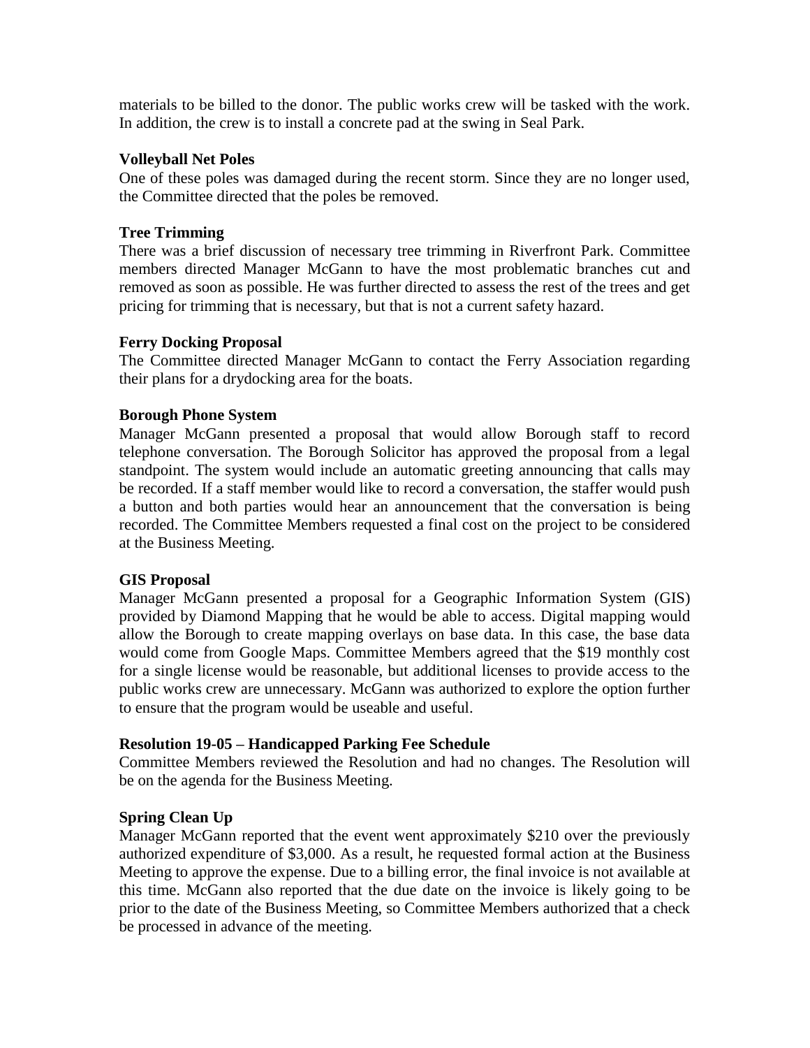materials to be billed to the donor. The public works crew will be tasked with the work. In addition, the crew is to install a concrete pad at the swing in Seal Park.

**Volleyball Net Poles**

One of these poles was damaged during the recent storm. Since they are no longer used, the Committee directed that the poles be removed.

**Tree Trimming**

There was a brief discussion of necessary tree trimming in Riverfront Park. Committee members directed Manager McGann to have the most problematic branches cut and removed as soon as possible. He was further directed to assess the rest of the trees and get pricing for trimming that is necessary, but that is not a current safety hazard.

**Ferry Docking Proposal**

The Committee directed Manager McGann to contact the Ferry Association regarding their plans for a drydocking area for the boats.

**Borough Phone System**

Manager McGann presented a proposal that would allow Borough staff to record telephone conversation. The Borough Solicitor has approved the proposal from a legal standpoint. The system would include an automatic greeting announcing that calls may be recorded. If a staff member would like to record a conversation, the staffer would push a button and both parties would hear an announcement that the conversation is being recorded. The Committee Members requested a final cost on the project to be considered at the Business Meeting.

**GIS Proposal**

Manager McGann presented a proposal for a Geographic Information System (GIS) provided by Diamond Mapping that he would be able to access. Digital mapping would allow the Borough to create mapping overlays on base data. In this case, the base data would come from Google Maps. Committee Members agreed that the $19 monthly cost for a single license would be reasonable, but additional licenses to provide access to the public works crew are unnecessary. McGann was authorized to explore the option further to ensure that the program would be useable and useful.

**Resolution 19-05 – Handicapped Parking Fee Schedule**

Committee Members reviewed the Resolution and had no changes. The Resolution will be on the agenda for the Business Meeting.

**Spring Clean Up**

Manager McGann reported that the event went approximately $210 over the previously authorized expenditure of $3,000. As a result, he requested formal action at the Business Meeting to approve the expense. Due to a billing error, the final invoice is not available at this time. McGann also reported that the due date on the invoice is likely going to be prior to the date of the Business Meeting, so Committee Members authorized that a check be processed in advance of the meeting.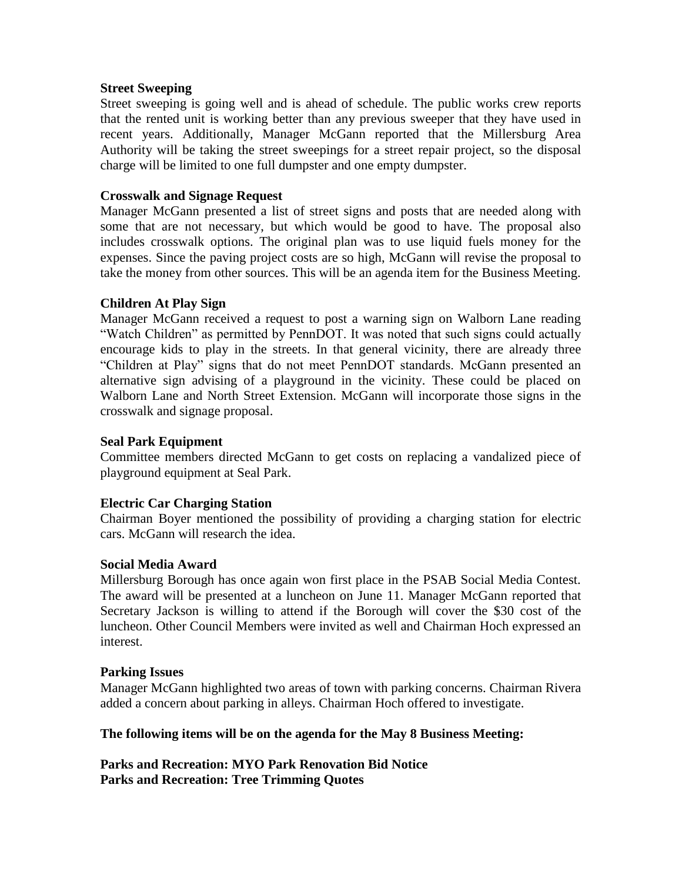**Street Sweeping**

Street sweeping is going well and is ahead of schedule. The public works crew reports that the rented unit is working better than any previous sweeper that they have used in recent years. Additionally, Manager McGann reported that the Millersburg Area Authority will be taking the street sweepings for a street repair project, so the disposal charge will be limited to one full dumpster and one empty dumpster.

**Crosswalk and Signage Request**

Manager McGann presented a list of street signs and posts that are needed along with some that are not necessary, but which would be good to have. The proposal also includes crosswalk options. The original plan was to use liquid fuels money for the expenses. Since the paving project costs are so high, McGann will revise the proposal to take the money from other sources. This will be an agenda item for the Business Meeting.

**Children At Play Sign**

Manager McGann received a request to post a warning sign on Walborn Lane reading "Watch Children" as permitted by PennDOT. It was noted that such signs could actually encourage kids to play in the streets. In that general vicinity, there are already three "Children at Play" signs that do not meet PennDOT standards. McGann presented an alternative sign advising of a playground in the vicinity. These could be placed on Walborn Lane and North Street Extension. McGann will incorporate those signs in the crosswalk and signage proposal.

**Seal Park Equipment**

Committee members directed McGann to get costs on replacing a vandalized piece of playground equipment at Seal Park.

**Electric Car Charging Station**

Chairman Boyer mentioned the possibility of providing a charging station for electric cars. McGann will research the idea.

**Social Media Award**

Millersburg Borough has once again won first place in the PSAB Social Media Contest. The award will be presented at a luncheon on June 11. Manager McGann reported that Secretary Jackson is willing to attend if the Borough will cover the $30 cost of the luncheon. Other Council Members were invited as well and Chairman Hoch expressed an interest.

**Parking Issues**

Manager McGann highlighted two areas of town with parking concerns. Chairman Rivera added a concern about parking in alleys. Chairman Hoch offered to investigate.

**The following items will be on the agenda for the May 8 Business Meeting:**

**Parks and Recreation: MYO Park Renovation Bid Notice**
**Parks and Recreation: Tree Trimming Quotes**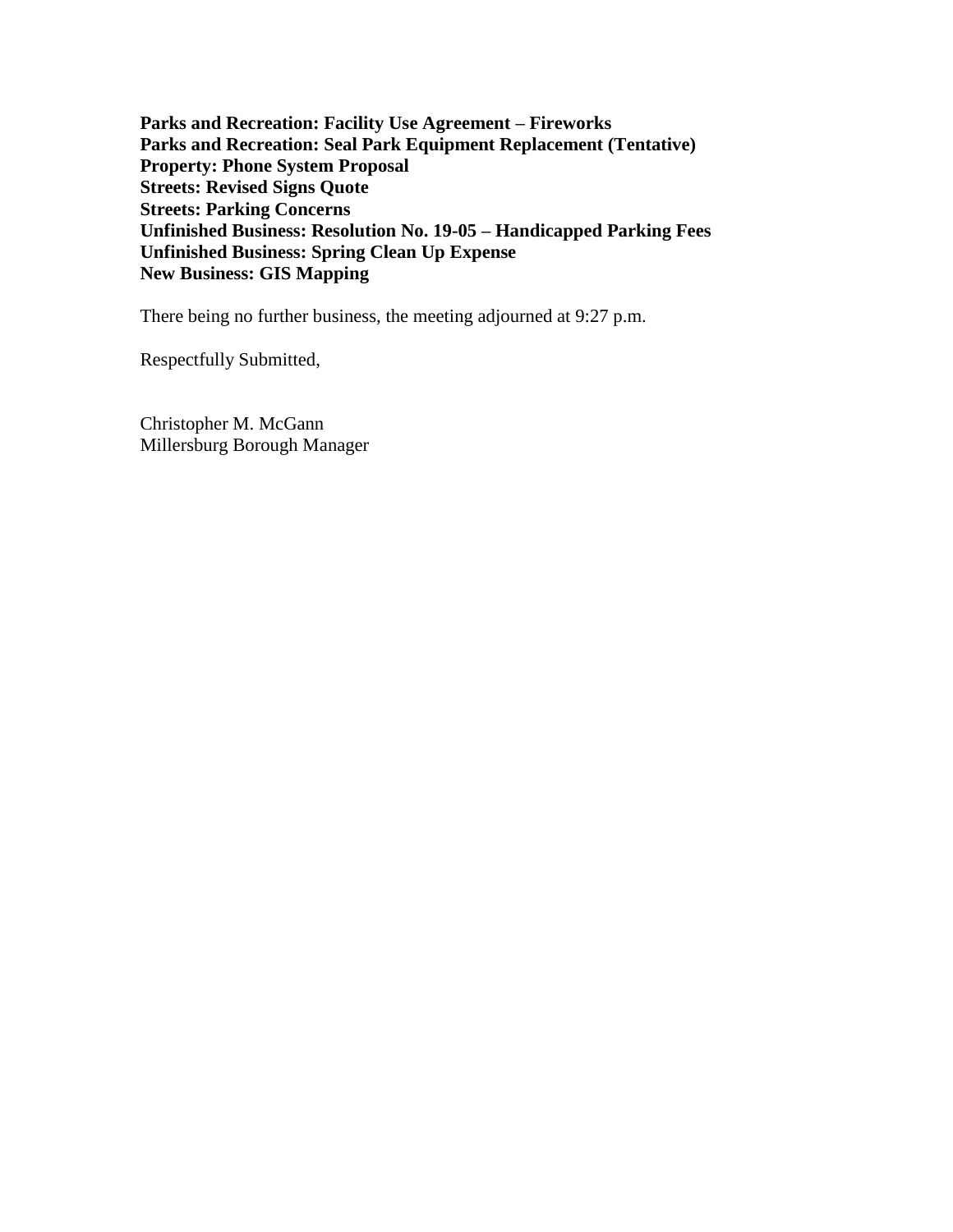**Parks and Recreation: Facility Use Agreement – Fireworks**
**Parks and Recreation: Seal Park Equipment Replacement (Tentative)**
**Property: Phone System Proposal**
**Streets: Revised Signs Quote**
**Streets: Parking Concerns**
**Unfinished Business: Resolution No. 19-05 – Handicapped Parking Fees**
**Unfinished Business: Spring Clean Up Expense**
**New Business: GIS Mapping**

There being no further business, the meeting adjourned at 9:27 p.m.

Respectfully Submitted,

Christopher M. McGann
Millersburg Borough Manager